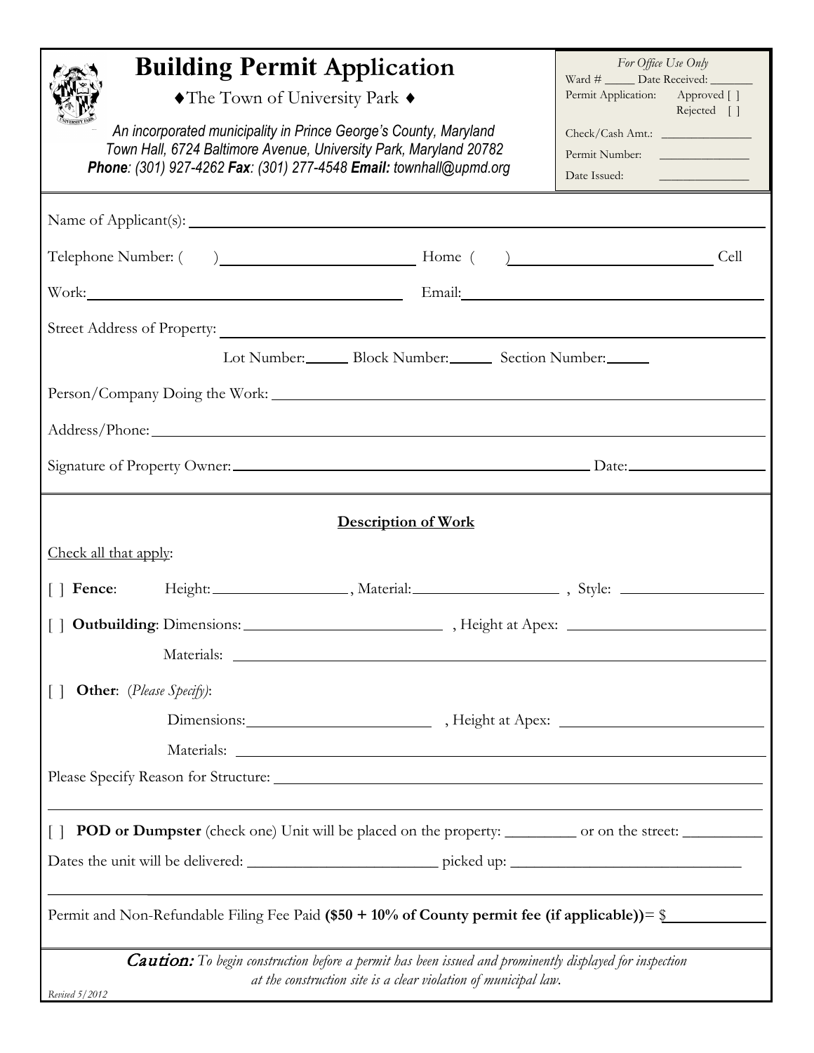# Building Permit Application

♦The Town of University Park ♦

*An incorporated municipality in Prince George's County, Maryland*
*Town Hall, 6724 Baltimore Avenue, University Park, Maryland 20782*
***Phone**: (301) 927-4262 **Fax**: (301) 277-4548 **Email:** townhall@upmd.org*

*For Office Use Only*
Ward # _____ Date Received: _______
Permit Application: Approved [ ] Rejected [ ]
Check/Cash Amt.: _______________
Permit Number: _______________
Date Issued: _______________

Name of Applicant(s): ____________________________________________

Telephone Number: ( ) ______________________ Home ( ) ______________________ Cell

Work: ______________________ Email: ______________________

Street Address of Property: ____________________________________________

Lot Number: ______ Block Number: ______ Section Number: ______

Person/Company Doing the Work: ____________________________________________

Address/Phone: ____________________________________________

Signature of Property Owner: ______________________________ Date: ______________

**Description of Work**

Check all that apply:

[ ] **Fence**: Height: ______________, Material: ______________ , Style: ______________

[ ] **Outbuilding**: Dimensions: ______________________ , Height at Apex: ______________________

Materials: ____________________________________________

[ ] **Other**: (*Please Specify*):

Dimensions: ______________________ , Height at Apex: ______________________

Materials: ____________________________________________

Please Specify Reason for Structure: ____________________________________________

____________________________________________

[ ] **POD or Dumpster** (check one) Unit will be placed on the property: _________ or on the street: __________

Dates the unit will be delivered: ______________________ picked up: ______________________

____________________________________________

Permit and Non-Refundable Filing Fee Paid **($50 + 10% of County permit fee (if applicable))**= $__________

***Caution:** To begin construction before a permit has been issued and prominently displayed for inspection at the construction site is a clear violation of municipal law.*

*Revised 5/2012*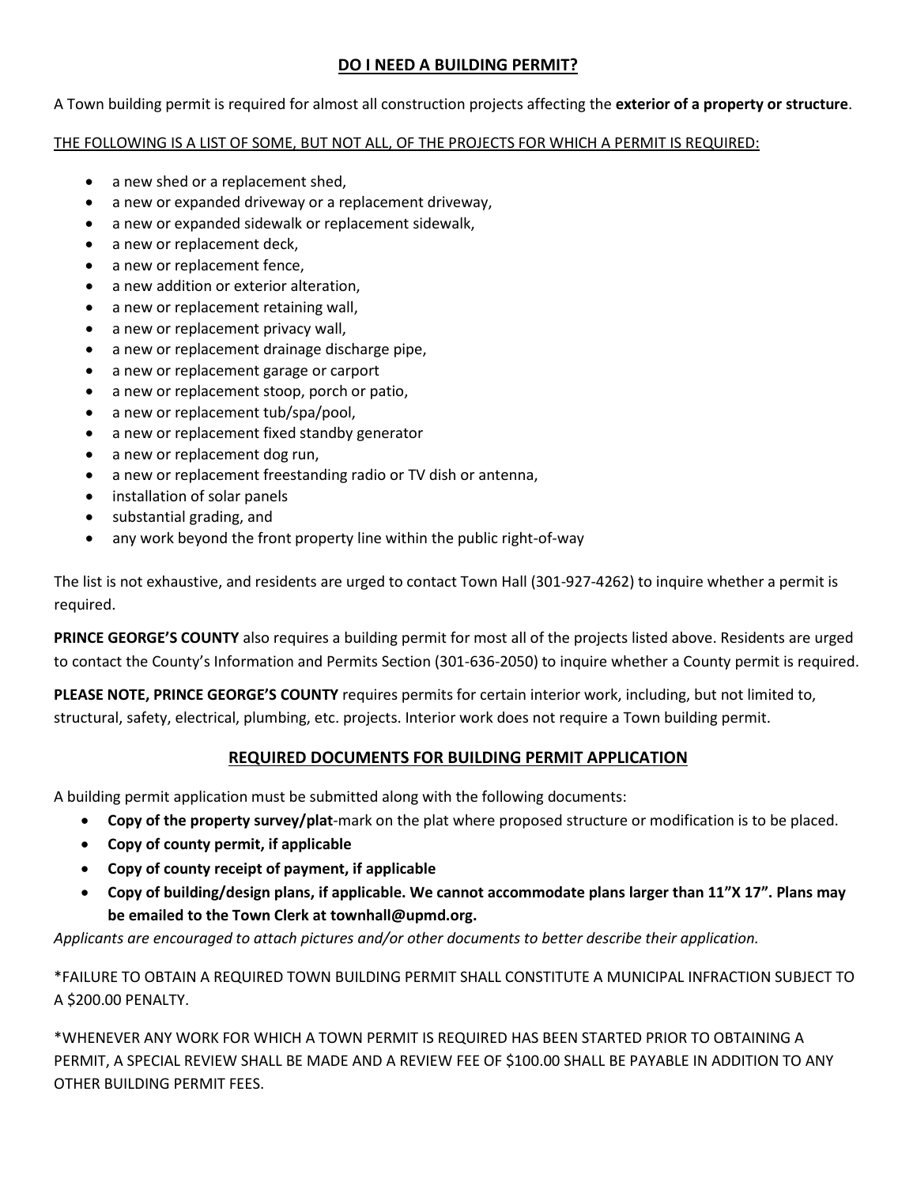## DO I NEED A BUILDING PERMIT?

A Town building permit is required for almost all construction projects affecting the **exterior of a property or structure**.

THE FOLLOWING IS A LIST OF SOME, BUT NOT ALL, OF THE PROJECTS FOR WHICH A PERMIT IS REQUIRED:

- a new shed or a replacement shed,
- a new or expanded driveway or a replacement driveway,
- a new or expanded sidewalk or replacement sidewalk,
- a new or replacement deck,
- a new or replacement fence,
- a new addition or exterior alteration,
- a new or replacement retaining wall,
- a new or replacement privacy wall,
- a new or replacement drainage discharge pipe,
- a new or replacement garage or carport
- a new or replacement stoop, porch or patio,
- a new or replacement tub/spa/pool,
- a new or replacement fixed standby generator
- a new or replacement dog run,
- a new or replacement freestanding radio or TV dish or antenna,
- installation of solar panels
- substantial grading, and
- any work beyond the front property line within the public right-of-way

The list is not exhaustive, and residents are urged to contact Town Hall (301-927-4262) to inquire whether a permit is required.

**PRINCE GEORGE'S COUNTY** also requires a building permit for most all of the projects listed above. Residents are urged to contact the County's Information and Permits Section (301-636-2050) to inquire whether a County permit is required.

**PLEASE NOTE, PRINCE GEORGE'S COUNTY** requires permits for certain interior work, including, but not limited to, structural, safety, electrical, plumbing, etc. projects. Interior work does not require a Town building permit.

## REQUIRED DOCUMENTS FOR BUILDING PERMIT APPLICATION

A building permit application must be submitted along with the following documents:

- **Copy of the property survey/plat**-mark on the plat where proposed structure or modification is to be placed.
- **Copy of county permit, if applicable**
- **Copy of county receipt of payment, if applicable**
- **Copy of building/design plans, if applicable. We cannot accommodate plans larger than 11"X 17". Plans may be emailed to the Town Clerk at townhall@upmd.org.**

*Applicants are encouraged to attach pictures and/or other documents to better describe their application.*

*FAILURE TO OBTAIN A REQUIRED TOWN BUILDING PERMIT SHALL CONSTITUTE A MUNICIPAL INFRACTION SUBJECT TO A $200.00 PENALTY.

*WHENEVER ANY WORK FOR WHICH A TOWN PERMIT IS REQUIRED HAS BEEN STARTED PRIOR TO OBTAINING A PERMIT, A SPECIAL REVIEW SHALL BE MADE AND A REVIEW FEE OF $100.00 SHALL BE PAYABLE IN ADDITION TO ANY OTHER BUILDING PERMIT FEES.